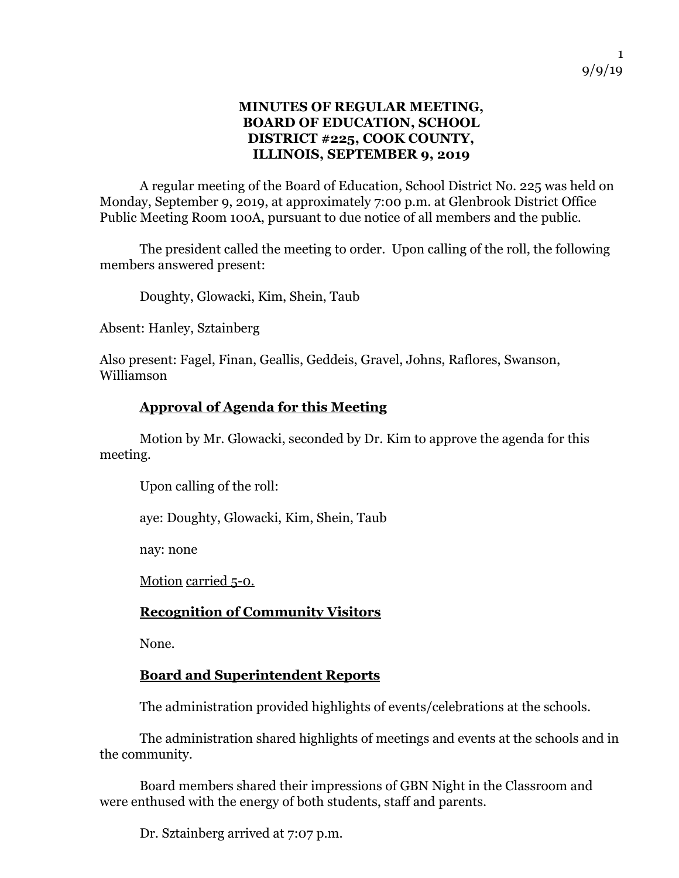# MINUTES OF REGULAR MEETING, BOARD OF EDUCATION, SCHOOL DISTRICT #225, COOK COUNTY, ILLINOIS, SEPTEMBER 9, 2019

A regular meeting of the Board of Education, School District No. 225 was held on Monday, September 9, 2019, at approximately 7:00 p.m. at Glenbrook District Office Public Meeting Room 100A, pursuant to due notice of all members and the public.

The president called the meeting to order. Upon calling of the roll, the following members answered present:

Doughty, Glowacki, Kim, Shein, Taub

Absent: Hanley, Sztainberg

Also present: Fagel, Finan, Geallis, Geddeis, Gravel, Johns, Raflores, Swanson, Williamson

## Approval of Agenda for this Meeting

Motion by Mr. Glowacki, seconded by Dr. Kim to approve the agenda for this meeting.

Upon calling of the roll:

aye: Doughty, Glowacki, Kim, Shein, Taub

nay: none

Motion carried 5-0.

## Recognition of Community Visitors

None.

## Board and Superintendent Reports

The administration provided highlights of events/celebrations at the schools.

The administration shared highlights of meetings and events at the schools and in the community.

Board members shared their impressions of GBN Night in the Classroom and were enthused with the energy of both students, staff and parents.

Dr. Sztainberg arrived at 7:07 p.m.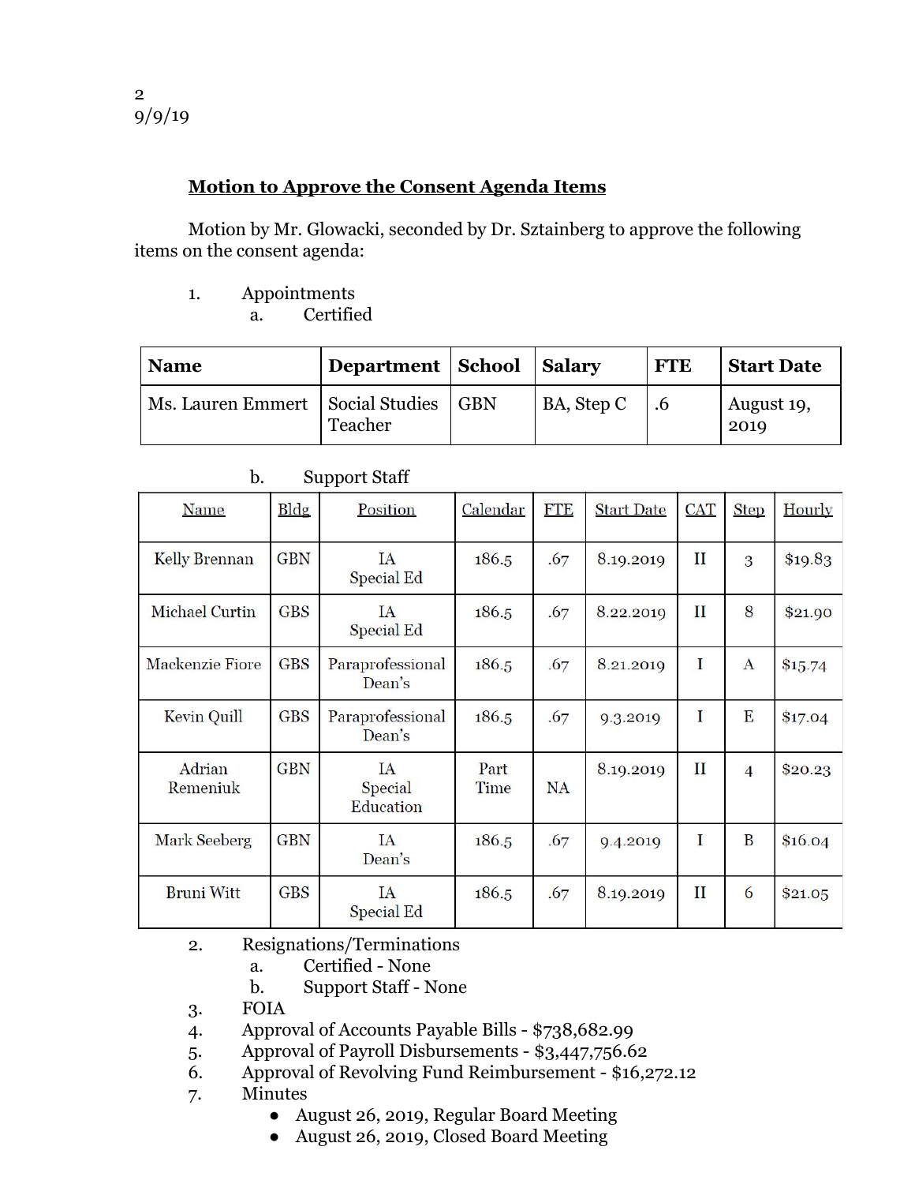**Motion to Approve the Consent Agenda Items**

Motion by Mr. Glowacki, seconded by Dr. Sztainberg to approve the following items on the consent agenda:

1. Appointments
   a. Certified

| Name | Department | School | Salary | FTE | Start Date |
|---|---|---|---|---|---|
| Ms. Lauren Emmert | Social Studies Teacher | GBN | BA, Step C | .6 | August 19, 2019 |

   b. Support Staff

| Name | Bldg | Position | Calendar | FTE | Start Date | CAT | Step | Hourly |
|---|---|---|---|---|---|---|---|---|
| Kelly Brennan | GBN | IA Special Ed | 186.5 | .67 | 8.19.2019 | II | 3 | $19.83 |
| Michael Curtin | GBS | IA Special Ed | 186.5 | .67 | 8.22.2019 | II | 8 | $21.90 |
| Mackenzie Fiore | GBS | Paraprofessional Dean's | 186.5 | .67 | 8.21.2019 | I | A | $15.74 |
| Kevin Quill | GBS | Paraprofessional Dean's | 186.5 | .67 | 9.3.2019 | I | E | $17.04 |
| Adrian Remeniuk | GBN | IA Special Education | Part Time | NA | 8.19.2019 | II | 4 | $20.23 |
| Mark Seeberg | GBN | IA Dean's | 186.5 | .67 | 9.4.2019 | I | B | $16.04 |
| Bruni Witt | GBS | IA Special Ed | 186.5 | .67 | 8.19.2019 | II | 6 | $21.05 |

2. Resignations/Terminations
   a. Certified - None
   b. Support Staff - None
3. FOIA
4. Approval of Accounts Payable Bills - $738,682.99
5. Approval of Payroll Disbursements - $3,447,756.62
6. Approval of Revolving Fund Reimbursement - $16,272.12
7. Minutes
   - August 26, 2019, Regular Board Meeting
   - August 26, 2019, Closed Board Meeting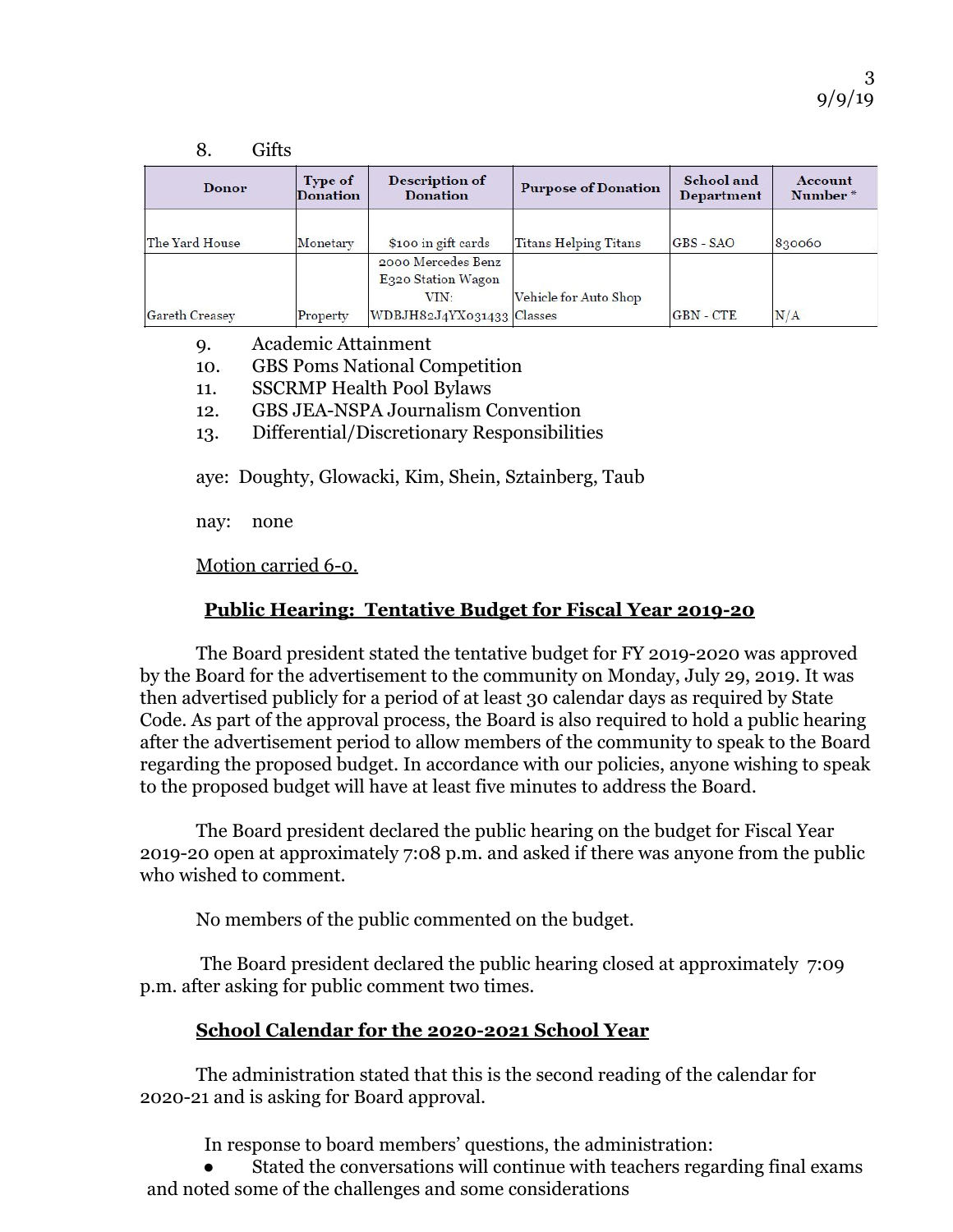8. Gifts

| Donor | Type of Donation | Description of Donation | Purpose of Donation | School and Department | Account Number * |
|---|---|---|---|---|---|
| The Yard House | Monetary | $100 in gift cards | Titans Helping Titans | GBS - SAO | 830060 |
| Gareth Creasey | Property | 2000 Mercedes Benz E320 Station Wagon VIN: WDBJH82J4YX031433 | Vehicle for Auto Shop Classes | GBN - CTE | N/A |

9. Academic Attainment
10. GBS Poms National Competition
11. SSCRMP Health Pool Bylaws
12. GBS JEA-NSPA Journalism Convention
13. Differential/Discretionary Responsibilities

aye: Doughty, Glowacki, Kim, Shein, Sztainberg, Taub

nay: none

Motion carried 6-0.

## Public Hearing: Tentative Budget for Fiscal Year 2019-20

The Board president stated the tentative budget for FY 2019-2020 was approved by the Board for the advertisement to the community on Monday, July 29, 2019. It was then advertised publicly for a period of at least 30 calendar days as required by State Code. As part of the approval process, the Board is also required to hold a public hearing after the advertisement period to allow members of the community to speak to the Board regarding the proposed budget. In accordance with our policies, anyone wishing to speak to the proposed budget will have at least five minutes to address the Board.

The Board president declared the public hearing on the budget for Fiscal Year 2019-20 open at approximately 7:08 p.m. and asked if there was anyone from the public who wished to comment.

No members of the public commented on the budget.

The Board president declared the public hearing closed at approximately 7:09 p.m. after asking for public comment two times.

## School Calendar for the 2020-2021 School Year

The administration stated that this is the second reading of the calendar for 2020-21 and is asking for Board approval.

In response to board members' questions, the administration:

- Stated the conversations will continue with teachers regarding final exams and noted some of the challenges and some considerations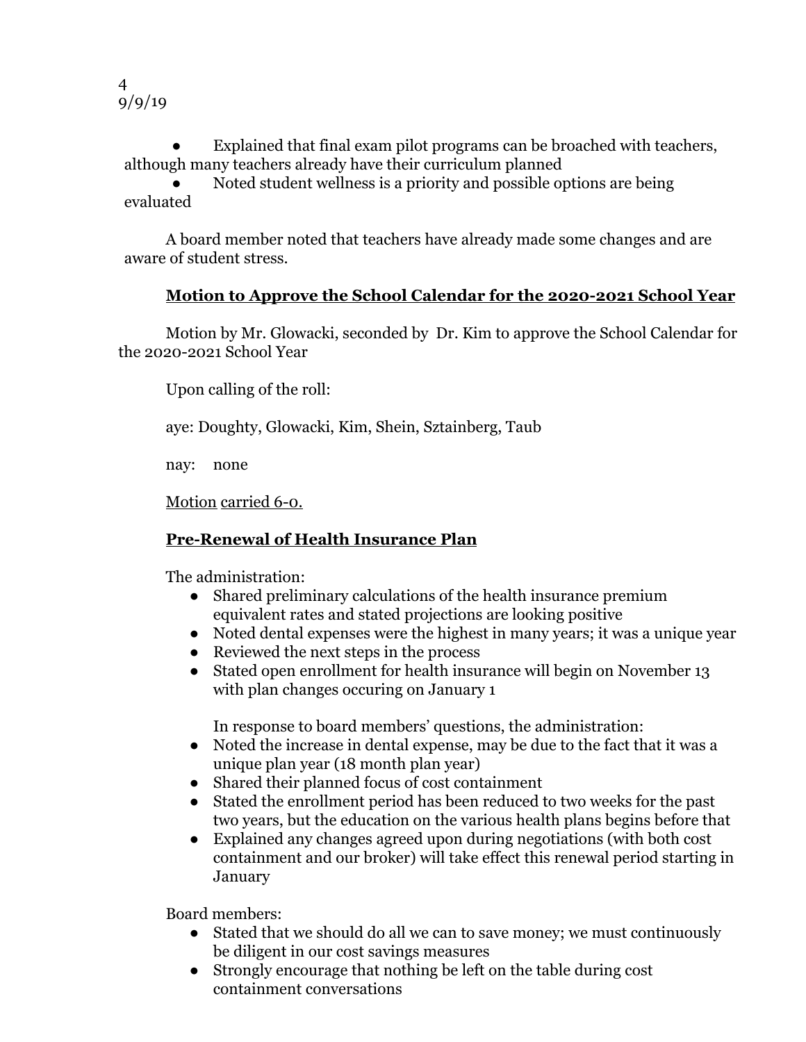- Explained that final exam pilot programs can be broached with teachers, although many teachers already have their curriculum planned
- Noted student wellness is a priority and possible options are being evaluated

A board member noted that teachers have already made some changes and are aware of student stress.

## **Motion to Approve the School Calendar for the 2020-2021 School Year**

Motion by Mr. Glowacki, seconded by Dr. Kim to approve the School Calendar for the 2020-2021 School Year

Upon calling of the roll:

aye: Doughty, Glowacki, Kim, Shein, Sztainberg, Taub

nay: none

Motion carried 6-0.

## **Pre-Renewal of Health Insurance Plan**

The administration:

- Shared preliminary calculations of the health insurance premium equivalent rates and stated projections are looking positive
- Noted dental expenses were the highest in many years; it was a unique year
- Reviewed the next steps in the process
- Stated open enrollment for health insurance will begin on November 13 with plan changes occuring on January 1

In response to board members' questions, the administration:

- Noted the increase in dental expense, may be due to the fact that it was a unique plan year (18 month plan year)
- Shared their planned focus of cost containment
- Stated the enrollment period has been reduced to two weeks for the past two years, but the education on the various health plans begins before that
- Explained any changes agreed upon during negotiations (with both cost containment and our broker) will take effect this renewal period starting in January

Board members:

- Stated that we should do all we can to save money; we must continuously be diligent in our cost savings measures
- Strongly encourage that nothing be left on the table during cost containment conversations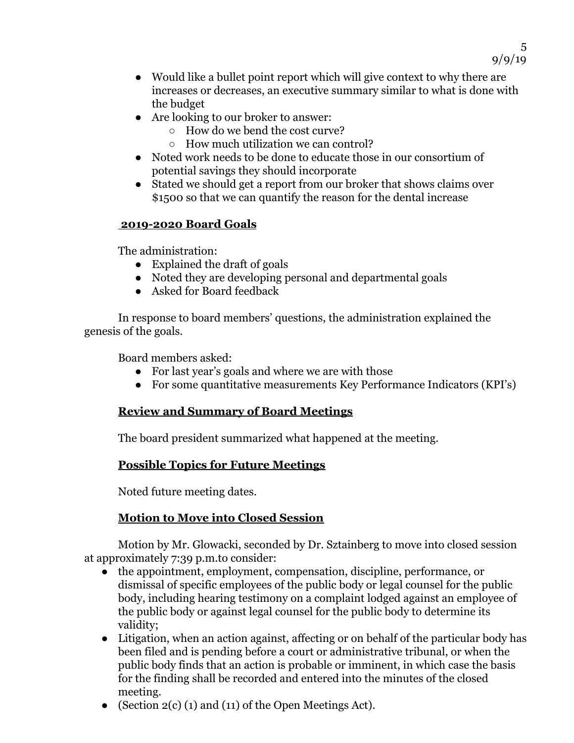- Would like a bullet point report which will give context to why there are increases or decreases, an executive summary similar to what is done with the budget
- Are looking to our broker to answer:
    - How do we bend the cost curve?
    - How much utilization we can control?
- Noted work needs to be done to educate those in our consortium of potential savings they should incorporate
- Stated we should get a report from our broker that shows claims over $1500 so that we can quantify the reason for the dental increase

## 2019-2020 Board Goals

The administration:

- Explained the draft of goals
- Noted they are developing personal and departmental goals
- Asked for Board feedback

In response to board members' questions, the administration explained the genesis of the goals.

Board members asked:

- For last year's goals and where we are with those
- For some quantitative measurements Key Performance Indicators (KPI's)

## Review and Summary of Board Meetings

The board president summarized what happened at the meeting.

## Possible Topics for Future Meetings

Noted future meeting dates.

## Motion to Move into Closed Session

Motion by Mr. Glowacki, seconded by Dr. Sztainberg to move into closed session at approximately 7:39 p.m.to consider:

- the appointment, employment, compensation, discipline, performance, or dismissal of specific employees of the public body or legal counsel for the public body, including hearing testimony on a complaint lodged against an employee of the public body or against legal counsel for the public body to determine its validity;
- Litigation, when an action against, affecting or on behalf of the particular body has been filed and is pending before a court or administrative tribunal, or when the public body finds that an action is probable or imminent, in which case the basis for the finding shall be recorded and entered into the minutes of the closed meeting.
- (Section 2(c) (1) and (11) of the Open Meetings Act).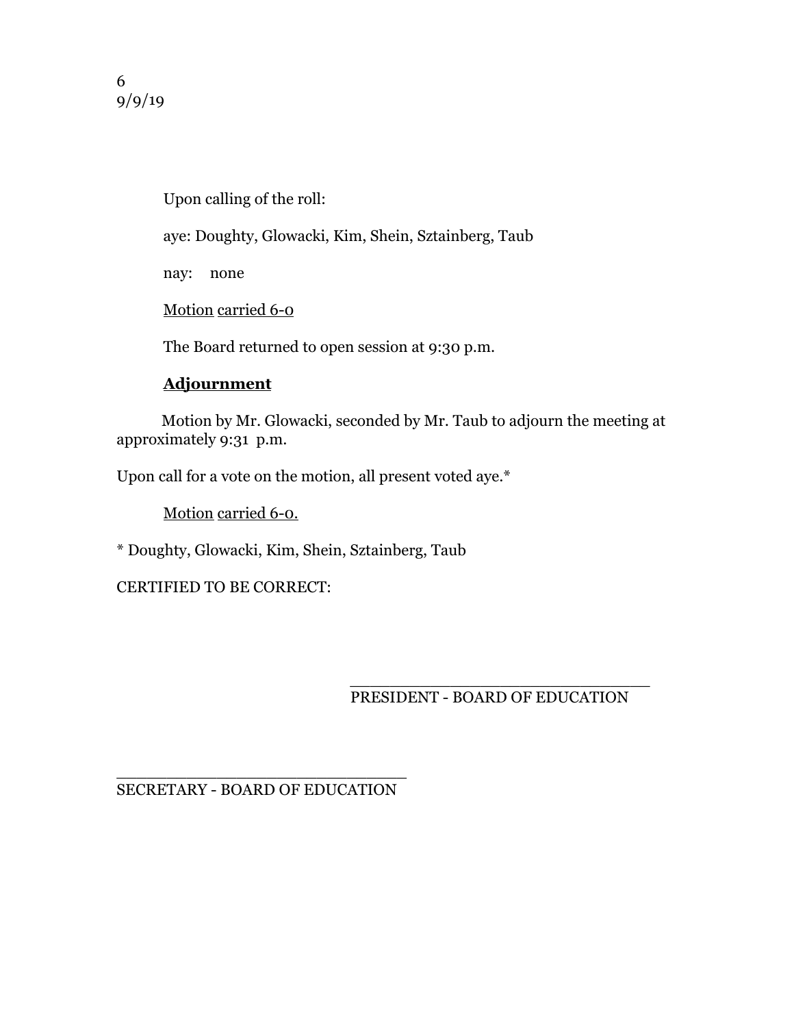Upon calling of the roll:

aye: Doughty, Glowacki, Kim, Shein, Sztainberg, Taub

nay: none

Motion carried 6-0

The Board returned to open session at 9:30 p.m.

## **Adjournment**

Motion by Mr. Glowacki, seconded by Mr. Taub to adjourn the meeting at approximately 9:31 p.m.

Upon call for a vote on the motion, all present voted aye.*

Motion carried 6-0.

* Doughty, Glowacki, Kim, Shein, Sztainberg, Taub

CERTIFIED TO BE CORRECT:

\_\_\_\_\_\_\_\_\_\_\_\_\_\_\_\_\_\_\_\_\_\_\_\_\_\_\_\_\_\_\_\_
PRESIDENT - BOARD OF EDUCATION

\_\_\_\_\_\_\_\_\_\_\_\_\_\_\_\_\_\_\_\_\_\_\_\_\_\_\_\_\_\_\_\_
SECRETARY - BOARD OF EDUCATION